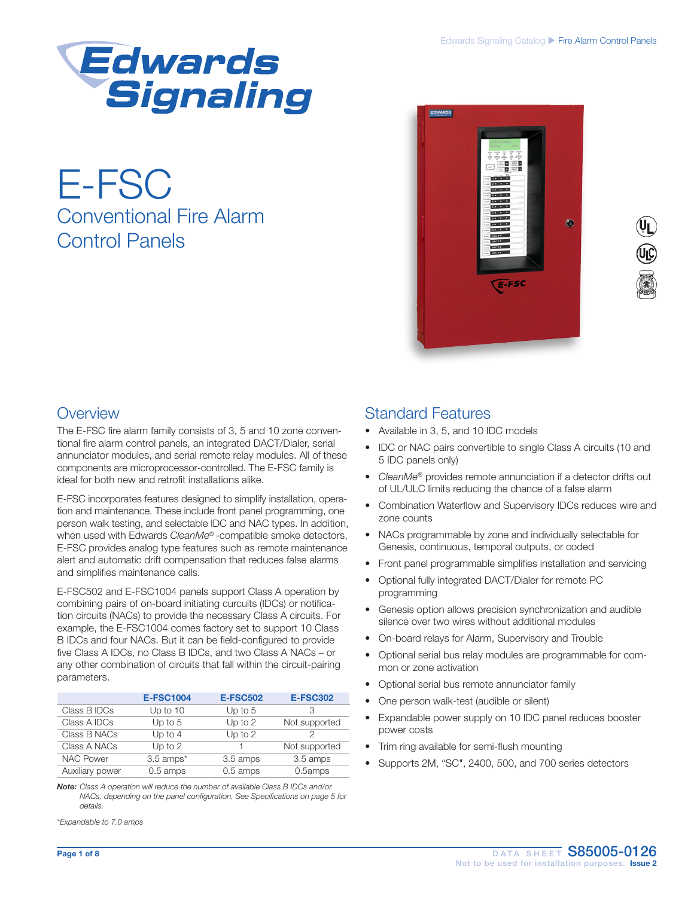Edwards Signaling Catalog ▶ Fire Alarm Control Panels

# E-FSC

## Conventional Fire Alarm Control Panels

## Overview

The E-FSC fire alarm family consists of 3, 5 and 10 zone conventional fire alarm control panels, an integrated DACT/Dialer, serial annunciator modules, and serial remote relay modules. All of these components are microprocessor-controlled. The E-FSC family is ideal for both new and retrofit installations alike.

E-FSC incorporates features designed to simplify installation, operation and maintenance. These include front panel programming, one person walk testing, and selectable IDC and NAC types. In addition, when used with Edwards *CleanMe*® -compatible smoke detectors, E-FSC provides analog type features such as remote maintenance alert and automatic drift compensation that reduces false alarms and simplifies maintenance calls.

E-FSC502 and E-FSC1004 panels support Class A operation by combining pairs of on-board initiating curcuits (IDCs) or notification circuits (NACs) to provide the necessary Class A circuits. For example, the E-FSC1004 comes factory set to support 10 Class B IDCs and four NACs. But it can be field-configured to provide five Class A IDCs, no Class B IDCs, and two Class A NACs – or any other combination of circuits that fall within the circuit-pairing parameters.

| | E-FSC1004 | E-FSC502 | E-FSC302 |
|---|---|---|---|
| Class B IDCs | Up to 10 | Up to 5 | 3 |
| Class A IDCs | Up to 5 | Up to 2 | Not supported |
| Class B NACs | Up to 4 | Up to 2 | 2 |
| Class A NACs | Up to 2 | 1 | Not supported |
| NAC Power | 3.5 amps* | 3.5 amps | 3.5 amps |
| Auxiliary power | 0.5 amps | 0.5 amps | 0.5amps |

***Note:*** *Class A operation will reduce the number of available Class B IDCs and/or NACs, depending on the panel configuration. See Specifications on page 5 for details.*

*\*Expandable to 7.0 amps*

## Standard Features

- Available in 3, 5, and 10 IDC models
- IDC or NAC pairs convertible to single Class A circuits (10 and 5 IDC panels only)
- *CleanMe*® provides remote annunciation if a detector drifts out of UL/ULC limits reducing the chance of a false alarm
- Combination Waterflow and Supervisory IDCs reduces wire and zone counts
- NACs programmable by zone and individually selectable for Genesis, continuous, temporal outputs, or coded
- Front panel programmable simplifies installation and servicing
- Optional fully integrated DACT/Dialer for remote PC programming
- Genesis option allows precision synchronization and audible silence over two wires without additional modules
- On-board relays for Alarm, Supervisory and Trouble
- Optional serial bus relay modules are programmable for common or zone activation
- Optional serial bus remote annunciator family
- One person walk-test (audible or silent)
- Expandable power supply on 10 IDC panel reduces booster power costs
- Trim ring available for semi-flush mounting
- Supports 2M, "SC", 2400, 500, and 700 series detectors

DATA SHEET S85005-0126

Not to be used for installation purposes. Issue 2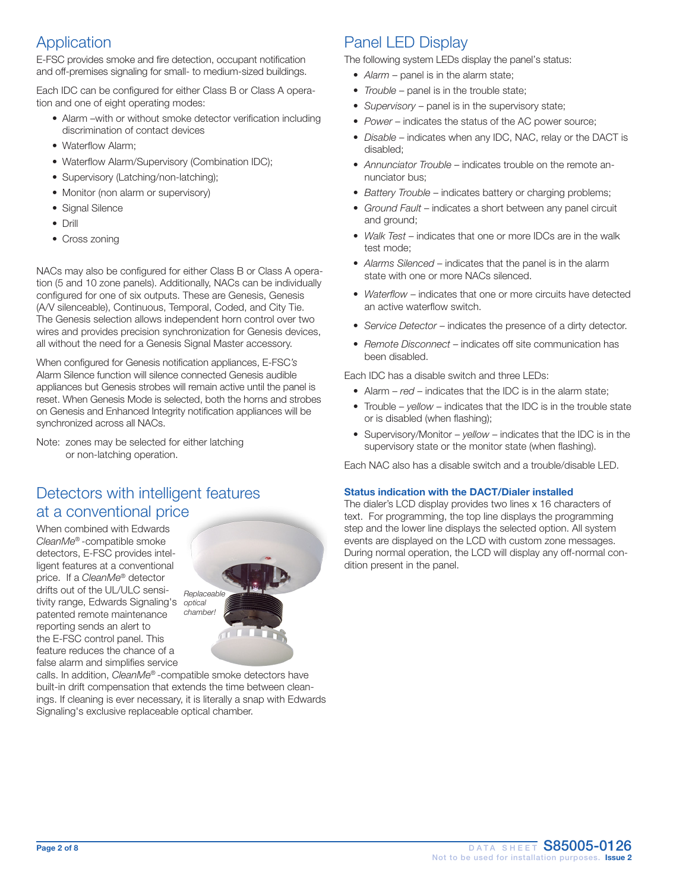## Application

E-FSC provides smoke and fire detection, occupant notification and off-premises signaling for small- to medium-sized buildings.

Each IDC can be configured for either Class B or Class A operation and one of eight operating modes:

- Alarm –with or without smoke detector verification including discrimination of contact devices
- Waterflow Alarm;
- Waterflow Alarm/Supervisory (Combination IDC);
- Supervisory (Latching/non-latching);
- Monitor (non alarm or supervisory)
- Signal Silence
- Drill
- Cross zoning

NACs may also be configured for either Class B or Class A operation (5 and 10 zone panels). Additionally, NACs can be individually configured for one of six outputs. These are Genesis, Genesis (A/V silenceable), Continuous, Temporal, Coded, and City Tie. The Genesis selection allows independent horn control over two wires and provides precision synchronization for Genesis devices, all without the need for a Genesis Signal Master accessory.

When configured for Genesis notification appliances, E-FSC*'s* Alarm Silence function will silence connected Genesis audible appliances but Genesis strobes will remain active until the panel is reset. When Genesis Mode is selected, both the horns and strobes on Genesis and Enhanced Integrity notification appliances will be synchronized across all NACs.

Note: zones may be selected for either latching or non-latching operation.

## Detectors with intelligent features at a conventional price

When combined with Edwards *CleanMe®* -compatible smoke detectors, E-FSC provides intelligent features at a conventional price. If a *CleanMe®* detector drifts out of the UL/ULC sensitivity range, Edwards Signaling's patented remote maintenance reporting sends an alert to the E-FSC control panel. This feature reduces the chance of a false alarm and simplifies service calls. In addition, *CleanMe®* -compatible smoke detectors have built-in drift compensation that extends the time between cleanings. If cleaning is ever necessary, it is literally a snap with Edwards Signaling's exclusive replaceable optical chamber.

*Replaceable optical chamber!*

## Panel LED Display

The following system LEDs display the panel's status:

- *Alarm* – panel is in the alarm state;
- *Trouble* – panel is in the trouble state;
- *Supervisory* – panel is in the supervisory state;
- *Power* – indicates the status of the AC power source;
- *Disable* – indicates when any IDC, NAC, relay or the DACT is disabled;
- *Annunciator Trouble* – indicates trouble on the remote annunciator bus;
- *Battery Trouble* – indicates battery or charging problems;
- *Ground Fault* – indicates a short between any panel circuit and ground;
- *Walk Test* – indicates that one or more IDCs are in the walk test mode;
- *Alarms Silenced* – indicates that the panel is in the alarm state with one or more NACs silenced.
- *Waterflow* – indicates that one or more circuits have detected an active waterflow switch.
- *Service Detector* – indicates the presence of a dirty detector.
- *Remote Disconnect* – indicates off site communication has been disabled.

Each IDC has a disable switch and three LEDs:

- Alarm – *red* – indicates that the IDC is in the alarm state;
- Trouble – *yellow* – indicates that the IDC is in the trouble state or is disabled (when flashing);
- Supervisory/Monitor – *yellow* – indicates that the IDC is in the supervisory state or the monitor state (when flashing).

Each NAC also has a disable switch and a trouble/disable LED.

### Status indication with the DACT/Dialer installed

The dialer's LCD display provides two lines x 16 characters of text. For programming, the top line displays the programming step and the lower line displays the selected option. All system events are displayed on the LCD with custom zone messages. During normal operation, the LCD will display any off-normal condition present in the panel.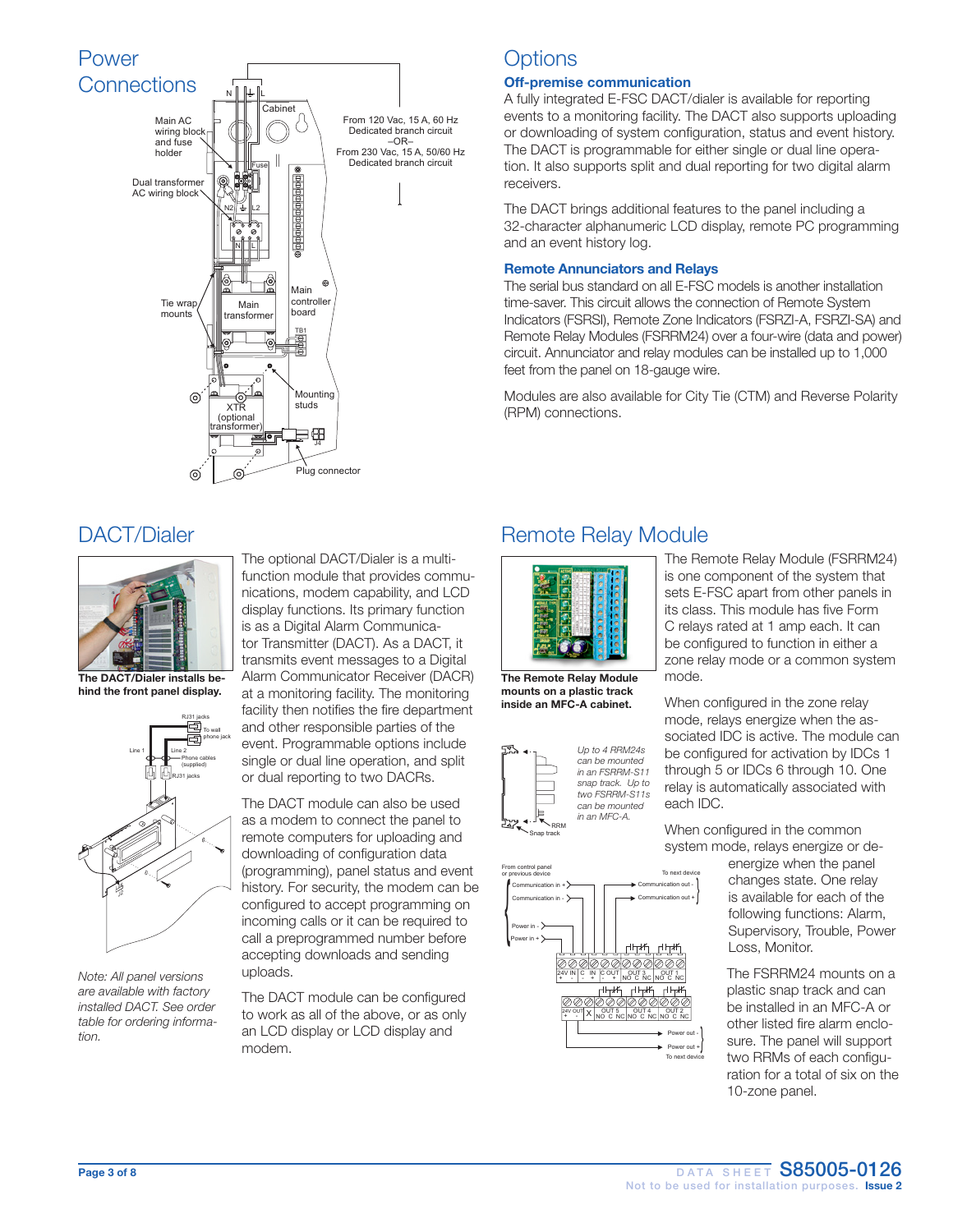## Power Connections

Main AC wiring block and fuse holder

Dual transformer AC wiring block

Tie wrap mounts

Cabinet

Fuse

Main transformer

Main controller board

TB1

Mounting studs

XTR (optional transformer)

Plug connector

From 120 Vac, 15 A, 60 Hz Dedicated branch circuit –OR– From 230 Vac, 15 A, 50/60 Hz Dedicated branch circuit

## Options

### Off-premise communication

A fully integrated E-FSC DACT/dialer is available for reporting events to a monitoring facility. The DACT also supports uploading or downloading of system configuration, status and event history. The DACT is programmable for either single or dual line operation. It also supports split and dual reporting for two digital alarm receivers.

The DACT brings additional features to the panel including a 32-character alphanumeric LCD display, remote PC programming and an event history log.

### Remote Annunciators and Relays

The serial bus standard on all E-FSC models is another installation time-saver. This circuit allows the connection of Remote System Indicators (FSRSI), Remote Zone Indicators (FSRZI-A, FSRZI-SA) and Remote Relay Modules (FSRRM24) over a four-wire (data and power) circuit. Annunciator and relay modules can be installed up to 1,000 feet from the panel on 18-gauge wire.

Modules are also available for City Tie (CTM) and Reverse Polarity (RPM) connections.

## DACT/Dialer

**The DACT/Dialer installs behind the front panel display.**

*Note: All panel versions are available with factory installed DACT. See order table for ordering information.*

The optional DACT/Dialer is a multi-function module that provides communications, modem capability, and LCD display functions. Its primary function is as a Digital Alarm Communicator Transmitter (DACT). As a DACT, it transmits event messages to a Digital Alarm Communicator Receiver (DACR) at a monitoring facility. The monitoring facility then notifies the fire department and other responsible parties of the event. Programmable options include single or dual line operation, and split or dual reporting to two DACRs.

The DACT module can also be used as a modem to connect the panel to remote computers for uploading and downloading of configuration data (programming), panel status and event history. For security, the modem can be configured to accept programming on incoming calls or it can be required to call a preprogrammed number before accepting downloads and sending uploads.

The DACT module can be configured to work as all of the above, or as only an LCD display or LCD display and modem.

## Remote Relay Module

**The Remote Relay Module mounts on a plastic track inside an MFC-A cabinet.**

*Up to 4 RRM24s can be mounted in an FSRRM-S11 snap track. Up to two FSRRM-S11s can be mounted in an MFC-A.*

The Remote Relay Module (FSRRM24) is one component of the system that sets E-FSC apart from other panels in its class. This module has five Form C relays rated at 1 amp each. It can be configured to function in either a zone relay mode or a common system mode.

When configured in the zone relay mode, relays energize when the associated IDC is active. The module can be configured for activation by IDCs 1 through 5 or IDCs 6 through 10. One relay is automatically associated with each IDC.

When configured in the common system mode, relays energize or de-energize when the panel changes state. One relay is available for each of the following functions: Alarm, Supervisory, Trouble, Power Loss, Monitor.

The FSRRM24 mounts on a plastic snap track and can be installed in an MFC-A or other listed fire alarm enclosure. The panel will support two RRMs of each configuration for a total of six on the 10-zone panel.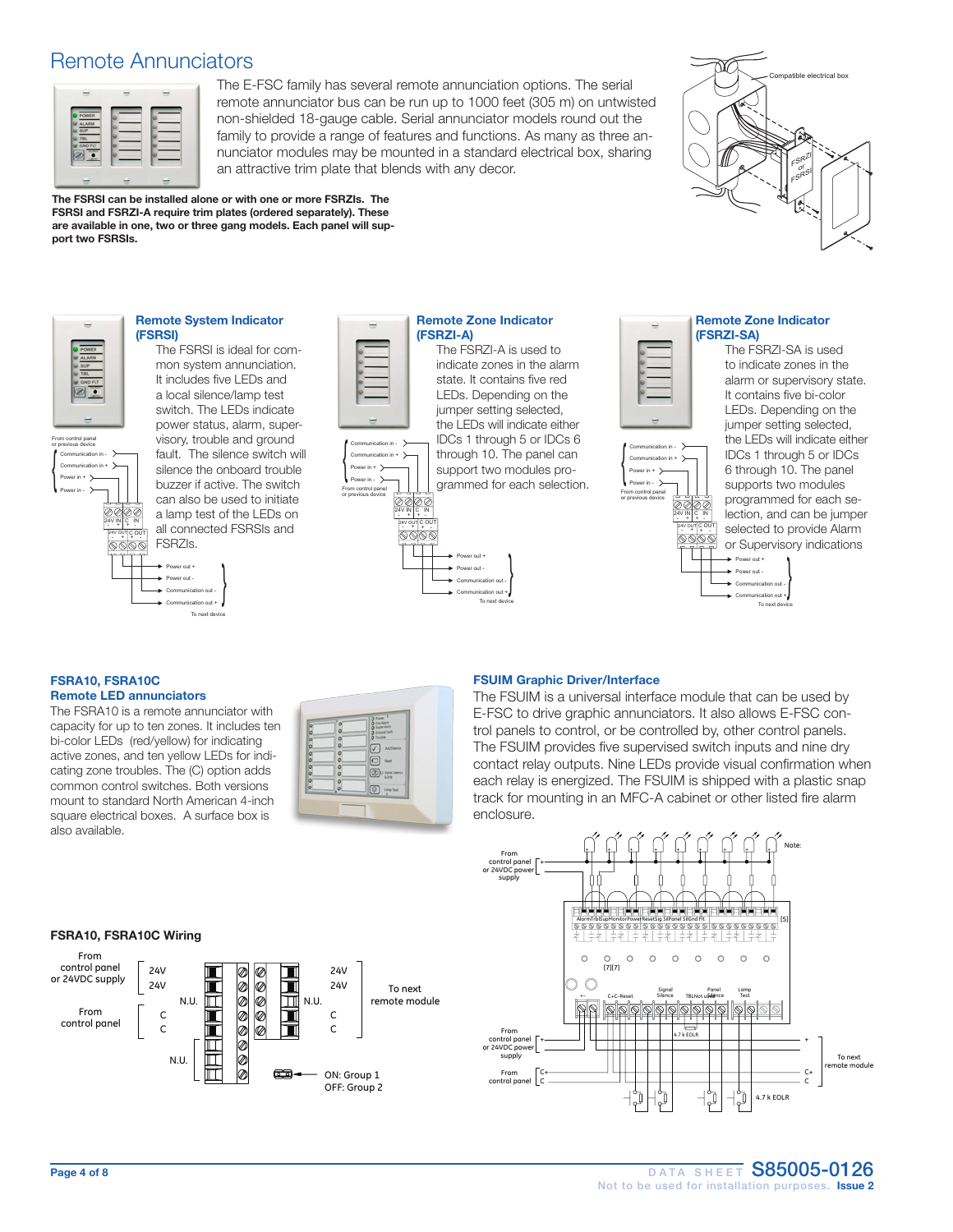# Remote Annunciators

The E-FSC family has several remote annunciation options. The serial remote annunciator bus can be run up to 1000 feet (305 m) on untwisted non-shielded 18-gauge cable. Serial annunciator models round out the family to provide a range of features and functions. As many as three annunciator modules may be mounted in a standard electrical box, sharing an attractive trim plate that blends with any decor.

**The FSRSI can be installed alone or with one or more FSRZIs. The FSRSI and FSRZI-A require trim plates (ordered separately). These are available in one, two or three gang models. Each panel will support two FSRSIs.**

Compatible electrical box

FSRZI or FSRSI

### Remote System Indicator (FSRSI)

The FSRSI is ideal for common system annunciation. It includes five LEDs and a local silence/lamp test switch. The LEDs indicate power status, alarm, supervisory, trouble and ground fault. The silence switch will silence the onboard trouble buzzer if active. The switch can also be used to initiate a lamp test of the LEDs on all connected FSRSIs and FSRZIs.

From control panel or previous device: Communication in -, Communication in +, Power in +, Power in -

24V IN - +, C IN + -, 24V OUT - +, C OUT + -

Power out +, Power out -, Communication out -, Communication out +: To next device

### Remote Zone Indicator (FSRZI-A)

The FSRZI-A is used to indicate zones in the alarm state. It contains five red LEDs. Depending on the jumper setting selected, the LEDs will indicate either IDCs 1 through 5 or IDCs 6 through 10. The panel can support two modules programmed for each selection.

From control panel or previous device: Communication in -, Communication in +, Power in +, Power in -

24V IN - +, C IN + -, 24V OUT - +, C OUT + -

Power out +, Power out -, Communication out -, Communication out +: To next device

### Remote Zone Indicator (FSRZI-SA)

The FSRZI-SA is used to indicate zones in the alarm or supervisory state. It contains five bi-color LEDs. Depending on the jumper setting selected, the LEDs will indicate either IDCs 1 through 5 or IDCs 6 through 10. The panel supports two modules programmed for each selection, and can be jumper selected to provide Alarm or Supervisory indications

From control panel or previous device: Communication in -, Communication in +, Power in +, Power in -

24V IN - +, C IN + -, 24V OUT - +, C OUT + -

Power out +, Power out -, Communication out -, Communication out +: To next device

### FSRA10, FSRA10C Remote LED annunciators

The FSRA10 is a remote annunciator with capacity for up to ten zones. It includes ten bi-color LEDs (red/yellow) for indicating active zones, and ten yellow LEDs for indicating zone troubles. The (C) option adds common control switches. Both versions mount to standard North American 4-inch square electrical boxes. A surface box is also available.

### FSRA10, FSRA10C Wiring

From control panel or 24VDC supply: 24V, 24V

From control panel: C, C

N.U.

To next remote module: 24V, 24V, N.U., C, C

ON: Group 1
OFF: Group 2

### FSUIM Graphic Driver/Interface

The FSUIM is a universal interface module that can be used by E-FSC to drive graphic annunciators. It also allows E-FSC control panels to control, or be controlled by, other control panels. The FSUIM provides five supervised switch inputs and nine dry contact relay outputs. Nine LEDs provide visual confirmation when each relay is energized. The FSUIM is shipped with a plastic snap track for mounting in an MFC-A cabinet or other listed fire alarm enclosure.

From control panel or 24VDC power supply

Note: [5]

Alarm, Trb, Sup, Monitor, Power, Reset, Sig Sil, Panel Sil, Gnd Flt

[7][7]

+ -, C+, C-, Reset, Signal Silence, TBL, Not used, Panel Silence, Lamp Test

4.7 k EOLR

From control panel or 24VDC power supply: +, -

From control panel: C+, C

To next remote module: +, -, C+, C

4.7 k EOLR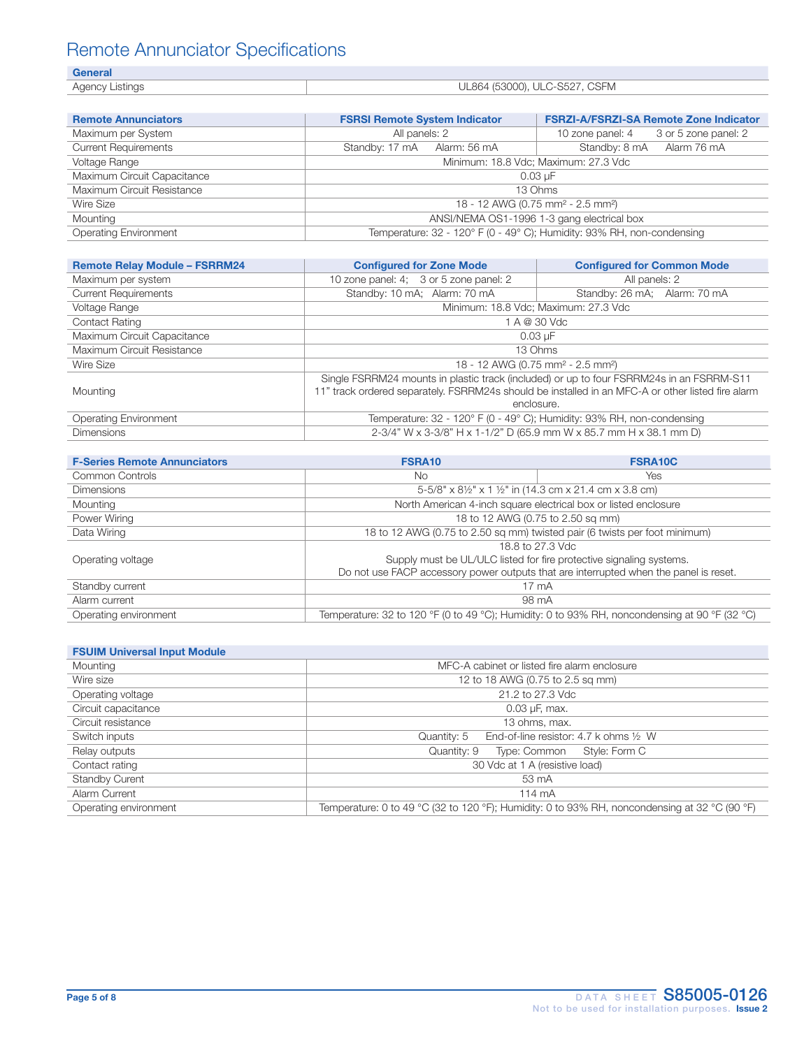# Remote Annunciator Specifications

| General | |
|---|---|
| Agency Listings | UL864 (53000), ULC-S527, CSFM |

| Remote Annunciators | FSRSI Remote System Indicator | FSRZI-A/FSRZI-SA Remote Zone Indicator |
|---|---|---|
| Maximum per System | All panels: 2 | 10 zone panel: 4 3 or 5 zone panel: 2 |
| Current Requirements | Standby: 17 mA Alarm: 56 mA | Standby: 8 mA Alarm 76 mA |
| Voltage Range | Minimum: 18.8 Vdc; Maximum: 27.3 Vdc | |
| Maximum Circuit Capacitance | 0.03 µF | |
| Maximum Circuit Resistance | 13 Ohms | |
| Wire Size | 18 - 12 AWG (0.75 mm² - 2.5 mm²) | |
| Mounting | ANSI/NEMA OS1-1996 1-3 gang electrical box | |
| Operating Environment | Temperature: 32 - 120° F (0 - 49° C); Humidity: 93% RH, non-condensing | |

| Remote Relay Module – FSRRM24 | Configured for Zone Mode | Configured for Common Mode |
|---|---|---|
| Maximum per system | 10 zone panel: 4; 3 or 5 zone panel: 2 | All panels: 2 |
| Current Requirements | Standby: 10 mA; Alarm: 70 mA | Standby: 26 mA; Alarm: 70 mA |
| Voltage Range | Minimum: 18.8 Vdc; Maximum: 27.3 Vdc | |
| Contact Rating | 1 A @ 30 Vdc | |
| Maximum Circuit Capacitance | 0.03 µF | |
| Maximum Circuit Resistance | 13 Ohms | |
| Wire Size | 18 - 12 AWG (0.75 mm² - 2.5 mm²) | |
| Mounting | Single FSRRM24 mounts in plastic track (included) or up to four FSRRM24s in an FSRRM-S11 11" track ordered separately. FSRRM24s should be installed in an MFC-A or other listed fire alarm enclosure. | |
| Operating Environment | Temperature: 32 - 120° F (0 - 49° C); Humidity: 93% RH, non-condensing | |
| Dimensions | 2-3/4" W x 3-3/8" H x 1-1/2" D (65.9 mm W x 85.7 mm H x 38.1 mm D) | |

| F-Series Remote Annunciators | FSRA10 | FSRA10C |
|---|---|---|
| Common Controls | No | Yes |
| Dimensions | 5-5/8" x 8½" x 1 ½" in (14.3 cm x 21.4 cm x 3.8 cm) | |
| Mounting | North American 4-inch square electrical box or listed enclosure | |
| Power Wiring | 18 to 12 AWG (0.75 to 2.50 sq mm) | |
| Data Wiring | 18 to 12 AWG (0.75 to 2.50 sq mm) twisted pair (6 twists per foot minimum) | |
| Operating voltage | 18.8 to 27.3 Vdc<br>Supply must be UL/ULC listed for fire protective signaling systems.<br>Do not use FACP accessory power outputs that are interrupted when the panel is reset. | |
| Standby current | 17 mA | |
| Alarm current | 98 mA | |
| Operating environment | Temperature: 32 to 120 °F (0 to 49 °C); Humidity: 0 to 93% RH, noncondensing at 90 °F (32 °C) | |

| FSUIM Universal Input Module | |
|---|---|
| Mounting | MFC-A cabinet or listed fire alarm enclosure |
| Wire size | 12 to 18 AWG (0.75 to 2.5 sq mm) |
| Operating voltage | 21.2 to 27.3 Vdc |
| Circuit capacitance | 0.03 µF, max. |
| Circuit resistance | 13 ohms, max. |
| Switch inputs | Quantity: 5 End-of-line resistor: 4.7 k ohms ½ W |
| Relay outputs | Quantity: 9 Type: Common Style: Form C |
| Contact rating | 30 Vdc at 1 A (resistive load) |
| Standby Curent | 53 mA |
| Alarm Current | 114 mA |
| Operating environment | Temperature: 0 to 49 °C (32 to 120 °F); Humidity: 0 to 93% RH, noncondensing at 32 °C (90 °F) |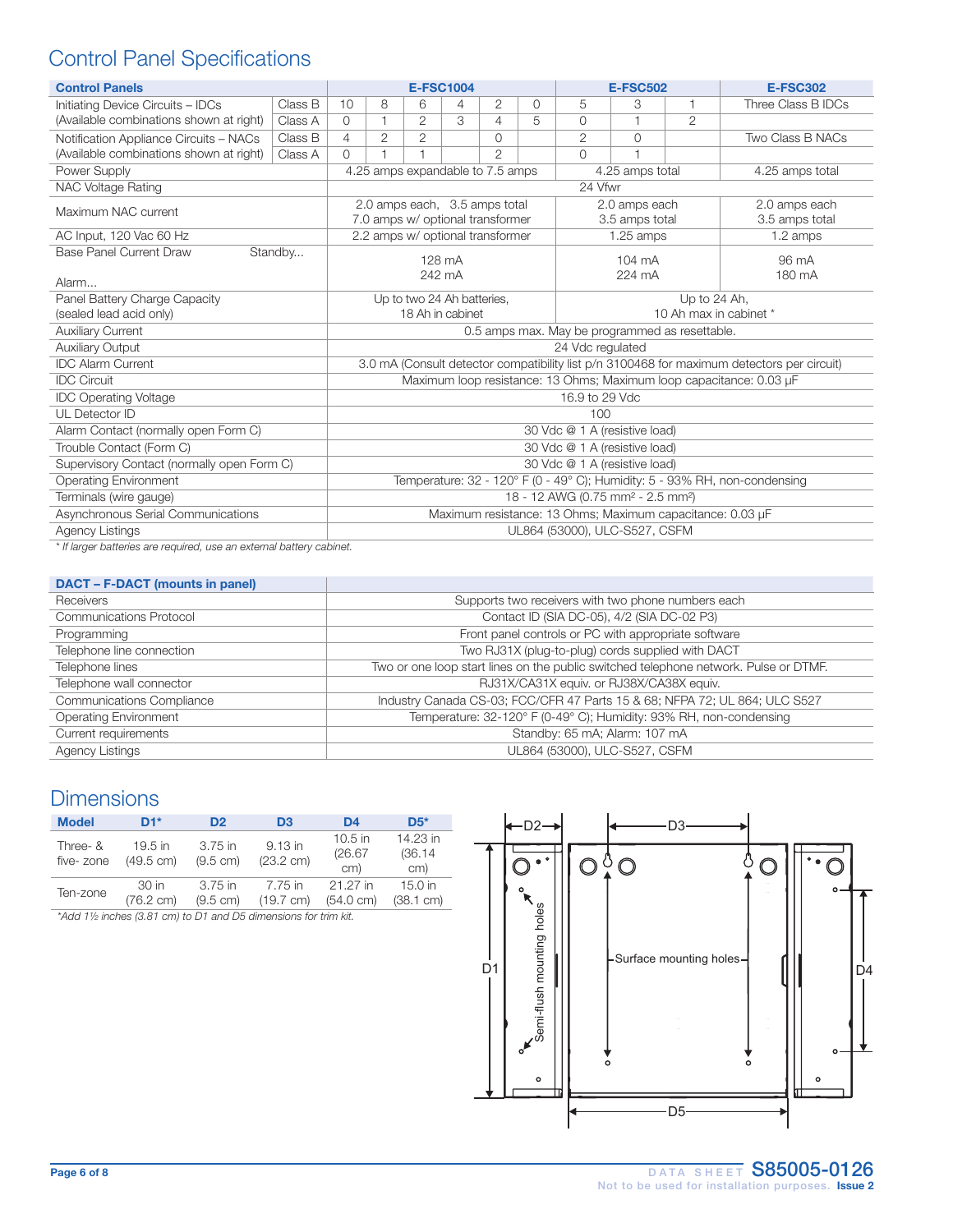## Control Panel Specifications

| Control Panels | | E-FSC1004 | | | | | | E-FSC502 | | | E-FSC302 |
|---|---|---|---|---|---|---|---|---|---|---|---|
| Initiating Device Circuits – IDCs (Available combinations shown at right) | Class B | 10 | 8 | 6 | 4 | 2 | 0 | 5 | 3 | 1 | Three Class B IDCs |
| | Class A | 0 | 1 | 2 | 3 | 4 | 5 | 0 | 1 | 2 | |
| Notification Appliance Circuits – NACs (Available combinations shown at right) | Class B | 4 | 2 | 2 | | 0 | | 2 | 0 | | Two Class B NACs |
| | Class A | 0 | 1 | 1 | | 2 | | 0 | 1 | | |
| Power Supply | | 4.25 amps expandable to 7.5 amps | | | | | | 4.25 amps total | | | 4.25 amps total |
| NAC Voltage Rating | | 24 Vfwr | | | | | | | | | |
| Maximum NAC current | | 2.0 amps each, 3.5 amps total 7.0 amps w/ optional transformer | | | | | | 2.0 amps each 3.5 amps total | | | 2.0 amps each 3.5 amps total |
| AC Input, 120 Vac 60 Hz | | 2.2 amps w/ optional transformer | | | | | | 1.25 amps | | | 1.2 amps |
| Base Panel Current Draw Standby... Alarm... | | 128 mA 242 mA | | | | | | 104 mA 224 mA | | | 96 mA 180 mA |
| Panel Battery Charge Capacity (sealed lead acid only) | | Up to two 24 Ah batteries, 18 Ah in cabinet | | | | | | Up to 24 Ah, 10 Ah max in cabinet * | | | |
| Auxiliary Current | | 0.5 amps max. May be programmed as resettable. | | | | | | | | | |
| Auxiliary Output | | 24 Vdc regulated | | | | | | | | | |
| IDC Alarm Current | | 3.0 mA (Consult detector compatibility list p/n 3100468 for maximum detectors per circuit) | | | | | | | | | |
| IDC Circuit | | Maximum loop resistance: 13 Ohms; Maximum loop capacitance: 0.03 µF | | | | | | | | | |
| IDC Operating Voltage | | 16.9 to 29 Vdc | | | | | | | | | |
| UL Detector ID | | 100 | | | | | | | | | |
| Alarm Contact (normally open Form C) | | 30 Vdc @ 1 A (resistive load) | | | | | | | | | |
| Trouble Contact (Form C) | | 30 Vdc @ 1 A (resistive load) | | | | | | | | | |
| Supervisory Contact (normally open Form C) | | 30 Vdc @ 1 A (resistive load) | | | | | | | | | |
| Operating Environment | | Temperature: 32 - 120° F (0 - 49° C); Humidity: 5 - 93% RH, non-condensing | | | | | | | | | |
| Terminals (wire gauge) | | 18 - 12 AWG (0.75 mm² - 2.5 mm²) | | | | | | | | | |
| Asynchronous Serial Communications | | Maximum resistance: 13 Ohms; Maximum capacitance: 0.03 µF | | | | | | | | | |
| Agency Listings | | UL864 (53000), ULC-S527, CSFM | | | | | | | | | |

*\* If larger batteries are required, use an external battery cabinet.*

| DACT – F-DACT (mounts in panel) | |
|---|---|
| Receivers | Supports two receivers with two phone numbers each |
| Communications Protocol | Contact ID (SIA DC-05), 4/2 (SIA DC-02 P3) |
| Programming | Front panel controls or PC with appropriate software |
| Telephone line connection | Two RJ31X (plug-to-plug) cords supplied with DACT |
| Telephone lines | Two or one loop start lines on the public switched telephone network. Pulse or DTMF. |
| Telephone wall connector | RJ31X/CA31X equiv. or RJ38X/CA38X equiv. |
| Communications Compliance | Industry Canada CS-03; FCC/CFR 47 Parts 15 & 68; NFPA 72; UL 864; ULC S527 |
| Operating Environment | Temperature: 32-120° F (0-49° C); Humidity: 93% RH, non-condensing |
| Current requirements | Standby: 65 mA; Alarm: 107 mA |
| Agency Listings | UL864 (53000), ULC-S527, CSFM |

## Dimensions

| Model | D1* | D2 | D3 | D4 | D5* |
|---|---|---|---|---|---|
| Three- & five- zone | 19.5 in (49.5 cm) | 3.75 in (9.5 cm) | 9.13 in (23.2 cm) | 10.5 in (26.67 cm) | 14.23 in (36.14 cm) |
| Ten-zone | 30 in (76.2 cm) | 3.75 in (9.5 cm) | 7.75 in (19.7 cm) | 21.27 in (54.0 cm) | 15.0 in (38.1 cm) |

*\*Add 1½ inches (3.81 cm) to D1 and D5 dimensions for trim kit.*

D2 D3 D1 D4 D5 Semi-flush mounting holes Surface mounting holes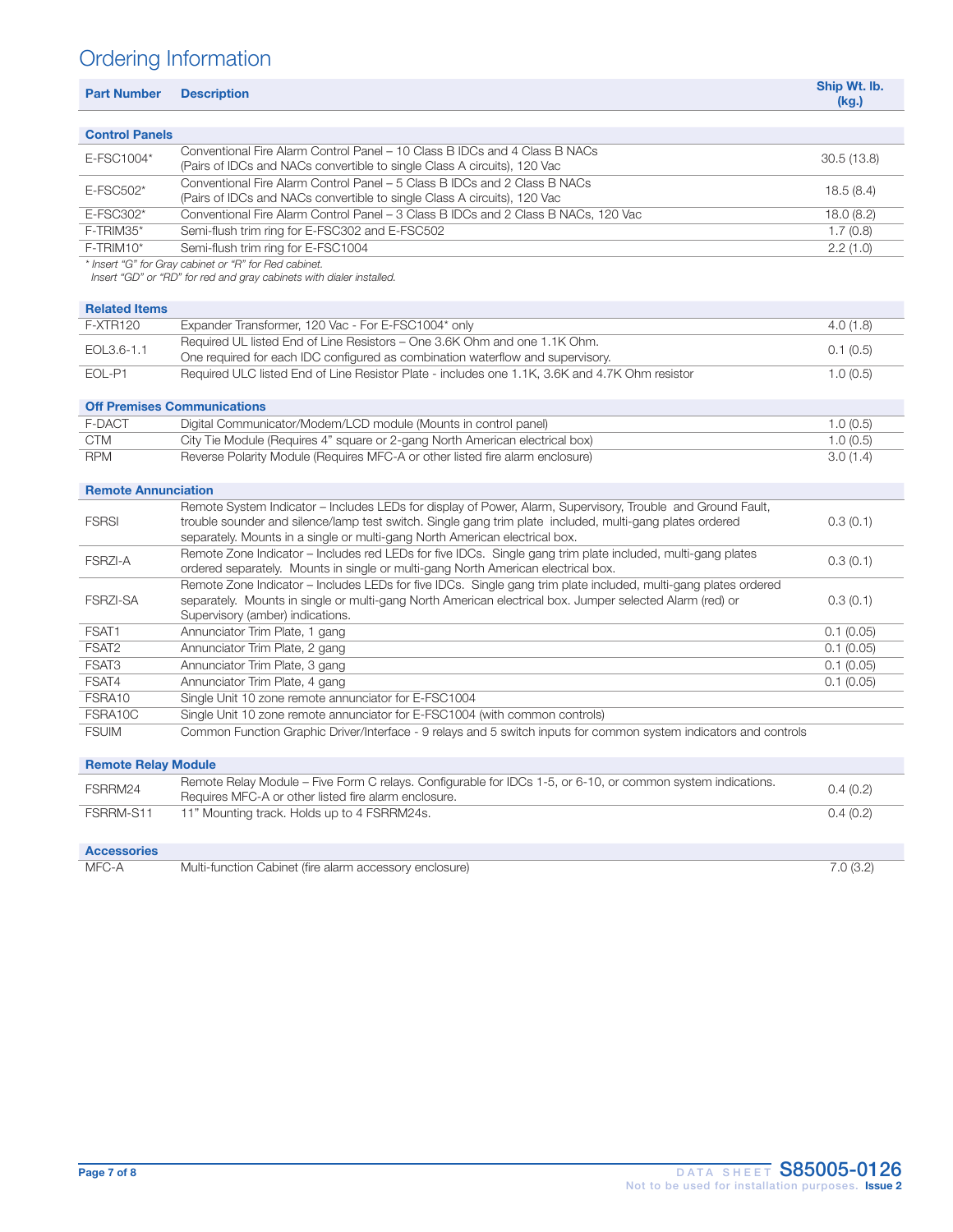# Ordering Information

| Part Number | Description | Ship Wt. lb. (kg.) |
|---|---|---|
| **Control Panels** | | |
| E-FSC1004* | Conventional Fire Alarm Control Panel – 10 Class B IDCs and 4 Class B NACs (Pairs of IDCs and NACs convertible to single Class A circuits), 120 Vac | 30.5 (13.8) |
| E-FSC502* | Conventional Fire Alarm Control Panel – 5 Class B IDCs and 2 Class B NACs (Pairs of IDCs and NACs convertible to single Class A circuits), 120 Vac | 18.5 (8.4) |
| E-FSC302* | Conventional Fire Alarm Control Panel – 3 Class B IDCs and 2 Class B NACs, 120 Vac | 18.0 (8.2) |
| F-TRIM35* | Semi-flush trim ring for E-FSC302 and E-FSC502 | 1.7 (0.8) |
| F-TRIM10* | Semi-flush trim ring for E-FSC1004 | 2.2 (1.0) |

*\* Insert "G" for Gray cabinet or "R" for Red cabinet.*
*Insert "GD" or "RD" for red and gray cabinets with dialer installed.*

| Part Number | Description | Ship Wt. lb. (kg.) |
|---|---|---|
| **Related Items** | | |
| F-XTR120 | Expander Transformer, 120 Vac - For E-FSC1004* only | 4.0 (1.8) |
| EOL3.6-1.1 | Required UL listed End of Line Resistors – One 3.6K Ohm and one 1.1K Ohm. One required for each IDC configured as combination waterflow and supervisory. | 0.1 (0.5) |
| EOL-P1 | Required ULC listed End of Line Resistor Plate - includes one 1.1K, 3.6K and 4.7K Ohm resistor | 1.0 (0.5) |
| **Off Premises Communications** | | |
| F-DACT | Digital Communicator/Modem/LCD module (Mounts in control panel) | 1.0 (0.5) |
| CTM | City Tie Module (Requires 4" square or 2-gang North American electrical box) | 1.0 (0.5) |
| RPM | Reverse Polarity Module (Requires MFC-A or other listed fire alarm enclosure) | 3.0 (1.4) |
| **Remote Annunciation** | | |
| FSRSI | Remote System Indicator – Includes LEDs for display of Power, Alarm, Supervisory, Trouble and Ground Fault, trouble sounder and silence/lamp test switch. Single gang trim plate included, multi-gang plates ordered separately. Mounts in a single or multi-gang North American electrical box. | 0.3 (0.1) |
| FSRZI-A | Remote Zone Indicator – Includes red LEDs for five IDCs. Single gang trim plate included, multi-gang plates ordered separately. Mounts in single or multi-gang North American electrical box. | 0.3 (0.1) |
| FSRZI-SA | Remote Zone Indicator – Includes LEDs for five IDCs. Single gang trim plate included, multi-gang plates ordered separately. Mounts in single or multi-gang North American electrical box. Jumper selected Alarm (red) or Supervisory (amber) indications. | 0.3 (0.1) |
| FSAT1 | Annunciator Trim Plate, 1 gang | 0.1 (0.05) |
| FSAT2 | Annunciator Trim Plate, 2 gang | 0.1 (0.05) |
| FSAT3 | Annunciator Trim Plate, 3 gang | 0.1 (0.05) |
| FSAT4 | Annunciator Trim Plate, 4 gang | 0.1 (0.05) |
| FSRA10 | Single Unit 10 zone remote annunciator for E-FSC1004 | |
| FSRA10C | Single Unit 10 zone remote annunciator for E-FSC1004 (with common controls) | |
| FSUIM | Common Function Graphic Driver/Interface - 9 relays and 5 switch inputs for common system indicators and controls | |
| **Remote Relay Module** | | |
| FSRRM24 | Remote Relay Module – Five Form C relays. Configurable for IDCs 1-5, or 6-10, or common system indications. Requires MFC-A or other listed fire alarm enclosure. | 0.4 (0.2) |
| FSRRM-S11 | 11" Mounting track. Holds up to 4 FSRRM24s. | 0.4 (0.2) |
| **Accessories** | | |
| MFC-A | Multi-function Cabinet (fire alarm accessory enclosure) | 7.0 (3.2) |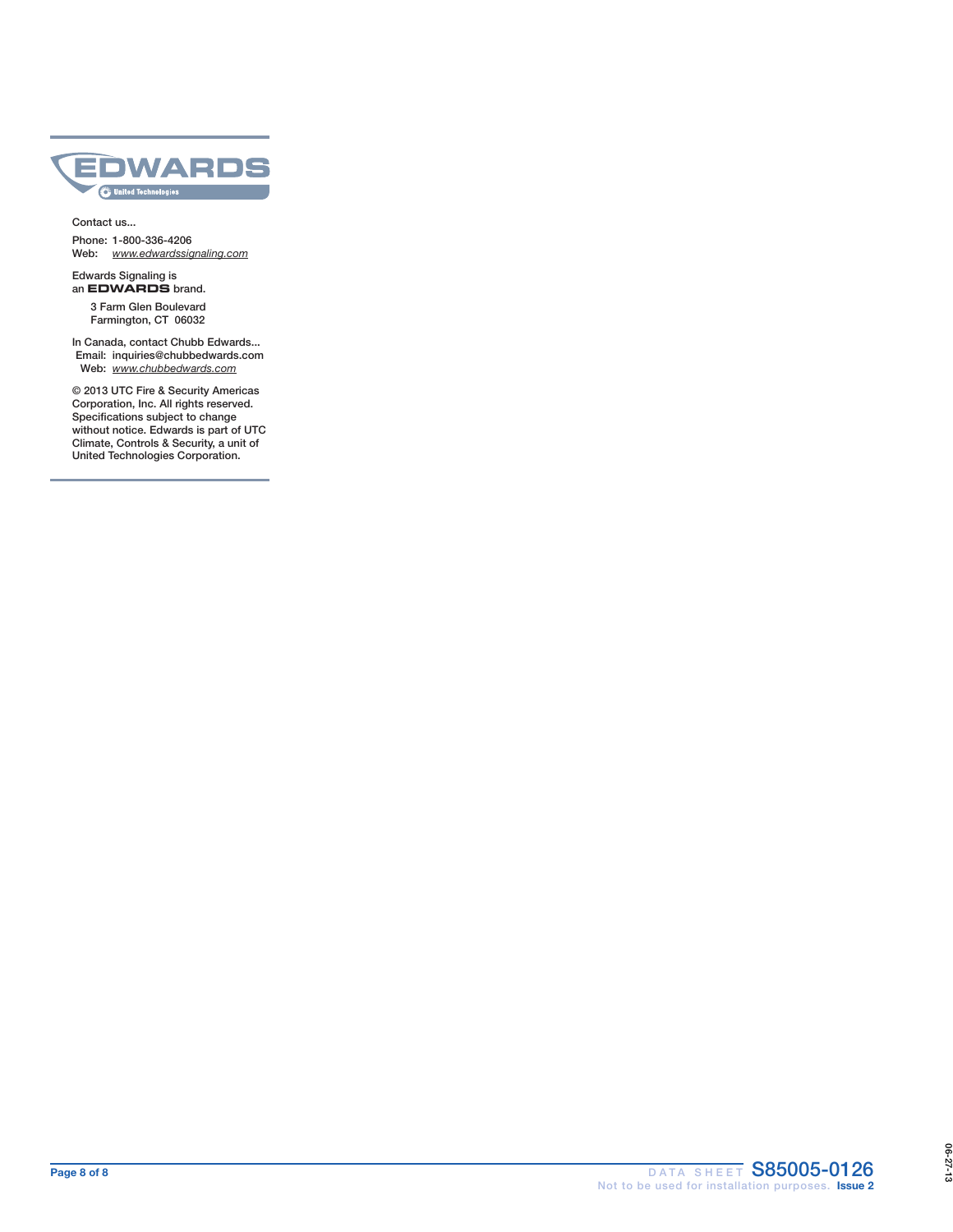EDWARDS

United Technologies

Contact us...

Phone: 1-800-336-4206
Web: *www.edwardssignaling.com*

Edwards Signaling is
an **EDWARDS** brand.

3 Farm Glen Boulevard
Farmington, CT 06032

In Canada, contact Chubb Edwards...
Email: inquiries@chubbedwards.com
Web: *www.chubbedwards.com*

© 2013 UTC Fire & Security Americas Corporation, Inc. All rights reserved. Specifications subject to change without notice. Edwards is part of UTC Climate, Controls & Security, a unit of United Technologies Corporation.